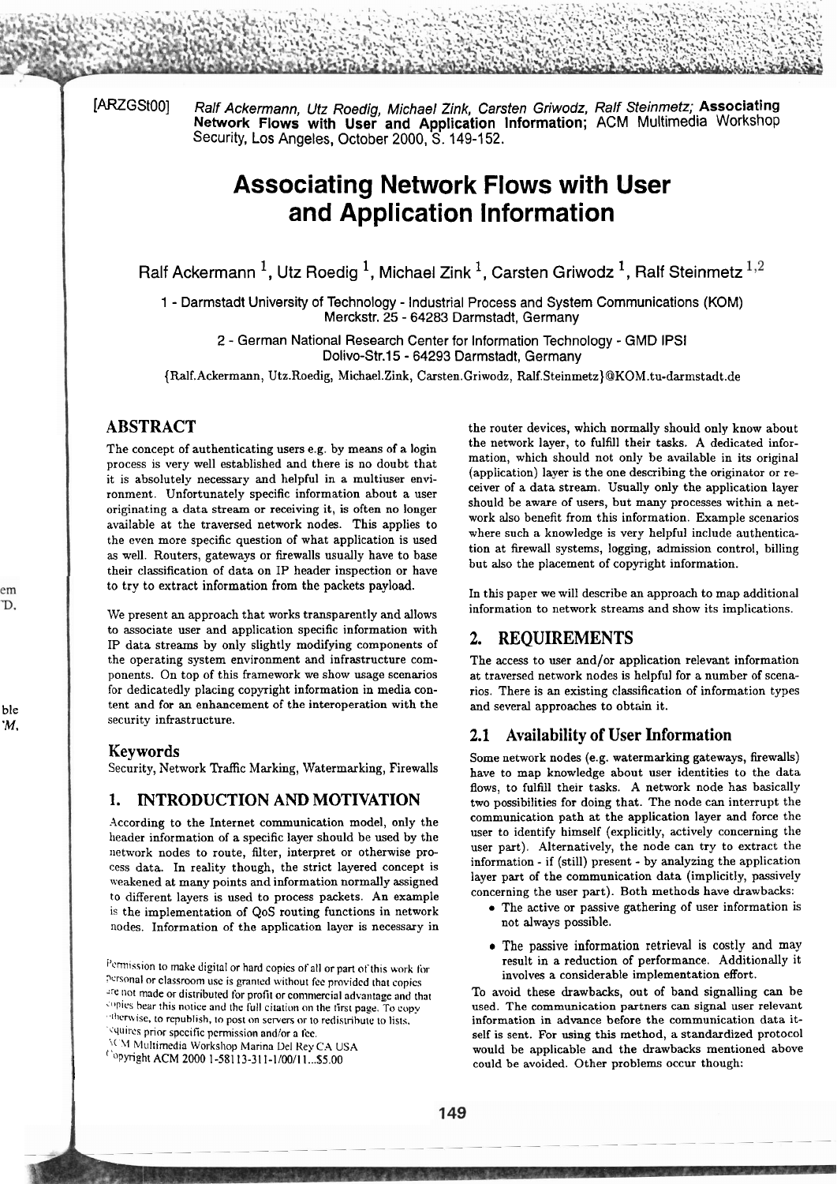[ARZGSt00] *Ralf Ackermann, Utz Roedig, Michael Zink, Carsten Griwodz, Ralf Steinmetz;* **Associating Network Flows with User and Application Information;** ACM Multimedia Workshop Security, Los Angeles, October 2000, S. 149-152.

# Associating Network Flows with User and Application Information

Ralf Ackermann [1], Utz Roedig [1], Michael Zink [1], Carsten Griwodz [1], Ralf Steinmetz [1,2]

1 - Darmstadt University of Technology - Industrial Process and System Communications (KOM)
Merckstr. 25 - 64283 Darmstadt, Germany

2 - German National Research Center for Information Technology - GMD IPSI
Dolivo-Str.15 - 64293 Darmstadt, Germany

{Ralf.Ackermann, Utz.Roedig, Michael.Zink, Carsten.Griwodz, Ralf.Steinmetz}@KOM.tu-darmstadt.de

## ABSTRACT

The concept of authenticating users e.g. by means of a login process is very well established and there is no doubt that it is absolutely necessary and helpful in a multiuser environment. Unfortunately specific information about a user originating a data stream or receiving it, is often no longer available at the traversed network nodes. This applies to the even more specific question of what application is used as well. Routers, gateways or firewalls usually have to base their classification of data on IP header inspection or have to try to extract information from the packets payload.

We present an approach that works transparently and allows to associate user and application specific information with IP data streams by only slightly modifying components of the operating system environment and infrastructure components. On top of this framework we show usage scenarios for dedicatedly placing copyright information in media content and for an enhancement of the interoperation with the security infrastructure.

### Keywords

Security, Network Traffic Marking, Watermarking, Firewalls

## 1. INTRODUCTION AND MOTIVATION

According to the Internet communication model, only the header information of a specific layer should be used by the network nodes to route, filter, interpret or otherwise process data. In reality though, the strict layered concept is weakened at many points and information normally assigned to different layers is used to process packets. An example is the implementation of QoS routing functions in network nodes. Information of the application layer is necessary in the router devices, which normally should only know about the network layer, to fulfill their tasks. A dedicated information, which should not only be available in its original (application) layer is the one describing the originator or receiver of a data stream. Usually only the application layer should be aware of users, but many processes within a network also benefit from this information. Example scenarios where such a knowledge is very helpful include authentication at firewall systems, logging, admission control, billing but also the placement of copyright information.

In this paper we will describe an approach to map additional information to network streams and show its implications.

Permission to make digital or hard copies of all or part of this work for personal or classroom use is granted without fee provided that copies are not made or distributed for profit or commercial advantage and that copies bear this notice and the full citation on the first page. To copy otherwise, to republish, to post on servers or to redistribute to lists, requires prior specific permission and/or a fee.
ACM Multimedia Workshop Marina Del Rey CA USA
Copyright ACM 2000 1-58113-311-1/00/11...$5.00

## 2. REQUIREMENTS

The access to user and/or application relevant information at traversed network nodes is helpful for a number of scenarios. There is an existing classification of information types and several approaches to obtain it.

### 2.1 Availability of User Information

Some network nodes (e.g. watermarking gateways, firewalls) have to map knowledge about user identities to the data flows, to fulfill their tasks. A network node has basically two possibilities for doing that. The node can interrupt the communication path at the application layer and force the user to identify himself (explicitly, actively concerning the user part). Alternatively, the node can try to extract the information - if (still) present - by analyzing the application layer part of the communication data (implicitly, passively concerning the user part). Both methods have drawbacks:

- The active or passive gathering of user information is not always possible.
- The passive information retrieval is costly and may result in a reduction of performance. Additionally it involves a considerable implementation effort.

To avoid these drawbacks, out of band signalling can be used. The communication partners can signal user relevant information in advance before the communication data itself is sent. For using this method, a standardized protocol would be applicable and the drawbacks mentioned above could be avoided. Other problems occur though: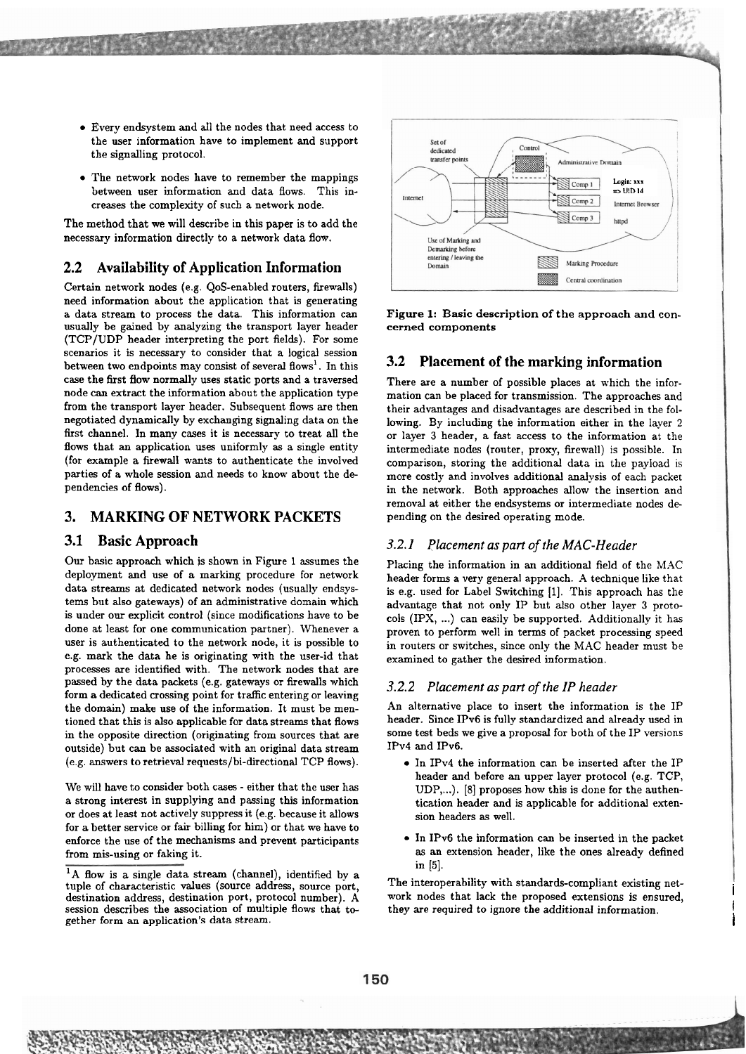- Every endsystem and all the nodes that need access to the user information have to implement and support the signalling protocol.
- The network nodes have to remember the mappings between user information and data flows. This increases the complexity of such a network node.

The method that we will describe in this paper is to add the necessary information directly to a network data flow.

## 2.2 Availability of Application Information

Certain network nodes (e.g. QoS-enabled routers, firewalls) need information about the application that is generating a data stream to process the data. This information can usually be gained by analyzing the transport layer header (TCP/UDP header interpreting the port fields). For some scenarios it is necessary to consider that a logical session between two endpoints may consist of several flows[1]. In this case the first flow normally uses static ports and a traversed node can extract the information about the application type from the transport layer header. Subsequent flows are then negotiated dynamically by exchanging signaling data on the first channel. In many cases it is necessary to treat all the flows that an application uses uniformly as a single entity (for example a firewall wants to authenticate the involved parties of a whole session and needs to know about the dependencies of flows).

# 3. MARKING OF NETWORK PACKETS

## 3.1 Basic Approach

Our basic approach which is shown in Figure 1 assumes the deployment and use of a marking procedure for network data streams at dedicated network nodes (usually endsystems but also gateways) of an administrative domain which is under our explicit control (since modifications have to be done at least for one communication partner). Whenever a user is authenticated to the network node, it is possible to e.g. mark the data he is originating with the user-id that processes are identified with. The network nodes that are passed by the data packets (e.g. gateways or firewalls which form a dedicated crossing point for traffic entering or leaving the domain) make use of the information. It must be mentioned that this is also applicable for data streams that flows in the opposite direction (originating from sources that are outside) but can be associated with an original data stream (e.g. answers to retrieval requests/bi-directional TCP flows).

We will have to consider both cases - either that the user has a strong interest in supplying and passing this information or does at least not actively suppress it (e.g. because it allows for a better service or fair billing for him) or that we have to enforce the use of the mechanisms and prevent participants from mis-using or faking it.

[1]A flow is a single data stream (channel), identified by a tuple of characteristic values (source address, source port, destination address, destination port, protocol number). A session describes the association of multiple flows that together form an application's data stream.

Figure 1: Basic description of the approach and concerned components

## 3.2 Placement of the marking information

There are a number of possible places at which the information can be placed for transmission. The approaches and their advantages and disadvantages are described in the following. By including the information either in the layer 2 or layer 3 header, a fast access to the information at the intermediate nodes (router, proxy, firewall) is possible. In comparison, storing the additional data in the payload is more costly and involves additional analysis of each packet in the network. Both approaches allow the insertion and removal at either the endsystems or intermediate nodes depending on the desired operating mode.

### *3.2.1 Placement as part of the MAC-Header*

Placing the information in an additional field of the MAC header forms a very general approach. A technique like that is e.g. used for Label Switching [1]. This approach has the advantage that not only IP but also other layer 3 protocols (IPX, ...) can easily be supported. Additionally it has proven to perform well in terms of packet processing speed in routers or switches, since only the MAC header must be examined to gather the desired information.

### *3.2.2 Placement as part of the IP header*

An alternative place to insert the information is the IP header. Since IPv6 is fully standardized and already used in some test beds we give a proposal for both of the IP versions IPv4 and IPv6.

- In IPv4 the information can be inserted after the IP header and before an upper layer protocol (e.g. TCP, UDP,...). [8] proposes how this is done for the authentication header and is applicable for additional extension headers as well.
- In IPv6 the information can be inserted in the packet as an extension header, like the ones already defined in [5].

The interoperability with standards-compliant existing network nodes that lack the proposed extensions is ensured, they are required to ignore the additional information.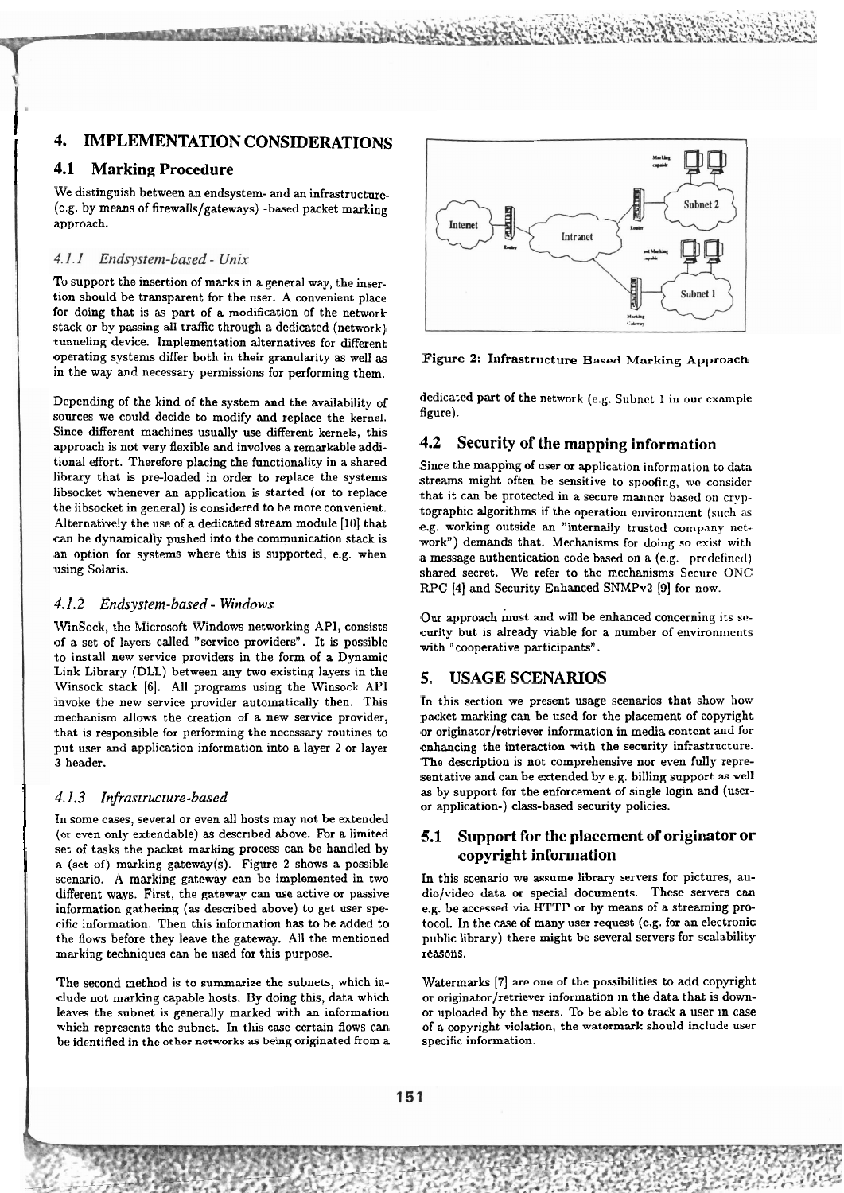## 4. IMPLEMENTATION CONSIDERATIONS

### 4.1 Marking Procedure

We distinguish between an endsystem- and an infrastructure- (e.g. by means of firewalls/gateways) -based packet marking approach.

#### *4.1.1 Endsystem-based - Unix*

To support the insertion of marks in a general way, the insertion should be transparent for the user. A convenient place for doing that is as part of a modification of the network stack or by passing all traffic through a dedicated (network) tunneling device. Implementation alternatives for different operating systems differ both in their granularity as well as in the way and necessary permissions for performing them.

Depending of the kind of the system and the availability of sources we could decide to modify and replace the kernel. Since different machines usually use different kernels, this approach is not very flexible and involves a remarkable additional effort. Therefore placing the functionality in a shared library that is pre-loaded in order to replace the systems libsocket whenever an application is started (or to replace the libsocket in general) is considered to be more convenient. Alternatively the use of a dedicated stream module [10] that can be dynamically pushed into the communication stack is an option for systems where this is supported, e.g. when using Solaris.

#### *4.1.2 Endsystem-based - Windows*

WinSock, the Microsoft Windows networking API, consists of a set of layers called "service providers". It is possible to install new service providers in the form of a Dynamic Link Library (DLL) between any two existing layers in the Winsock stack [6]. All programs using the Winsock API invoke the new service provider automatically then. This mechanism allows the creation of a new service provider, that is responsible for performing the necessary routines to put user and application information into a layer 2 or layer 3 header.

#### *4.1.3 Infrastructure-based*

In some cases, several or even all hosts may not be extended (or even only extendable) as described above. For a limited set of tasks the packet marking process can be handled by a (set of) marking gateway(s). Figure 2 shows a possible scenario. A marking gateway can be implemented in two different ways. First, the gateway can use active or passive information gathering (as described above) to get user specific information. Then this information has to be added to the flows before they leave the gateway. All the mentioned marking techniques can be used for this purpose.

The second method is to summarize the subnets, which include not marking capable hosts. By doing this, data which leaves the subnet is generally marked with an information which represents the subnet. In this case certain flows can be identified in the other networks as being originated from a dedicated part of the network (e.g. Subnet 1 in our example figure).

Figure 2: Infrastructure Based Marking Approach

### 4.2 Security of the mapping information

Since the mapping of user or application information to data streams might often be sensitive to spoofing, we consider that it can be protected in a secure manner based on cryptographic algorithms if the operation environment (such as e.g. working outside an "internally trusted company network") demands that. Mechanisms for doing so exist with a message authentication code based on a (e.g. predefined) shared secret. We refer to the mechanisms Secure ONC RPC [4] and Security Enhanced SNMPv2 [9] for now.

Our approach must and will be enhanced concerning its security but is already viable for a number of environments with "cooperative participants".

## 5. USAGE SCENARIOS

In this section we present usage scenarios that show how packet marking can be used for the placement of copyright or originator/retriever information in media content and for enhancing the interaction with the security infrastructure. The description is not comprehensive nor even fully representative and can be extended by e.g. billing support as well as by support for the enforcement of single login and (user- or application-) class-based security policies.

### 5.1 Support for the placement of originator or copyright information

In this scenario we assume library servers for pictures, audio/video data or special documents. These servers can e.g. be accessed via HTTP or by means of a streaming protocol. In the case of many user request (e.g. for an electronic public library) there might be several servers for scalability reasons.

Watermarks [7] are one of the possibilities to add copyright or originator/retriever information in the data that is down- or uploaded by the users. To be able to track a user in case of a copyright violation, the watermark should include user specific information.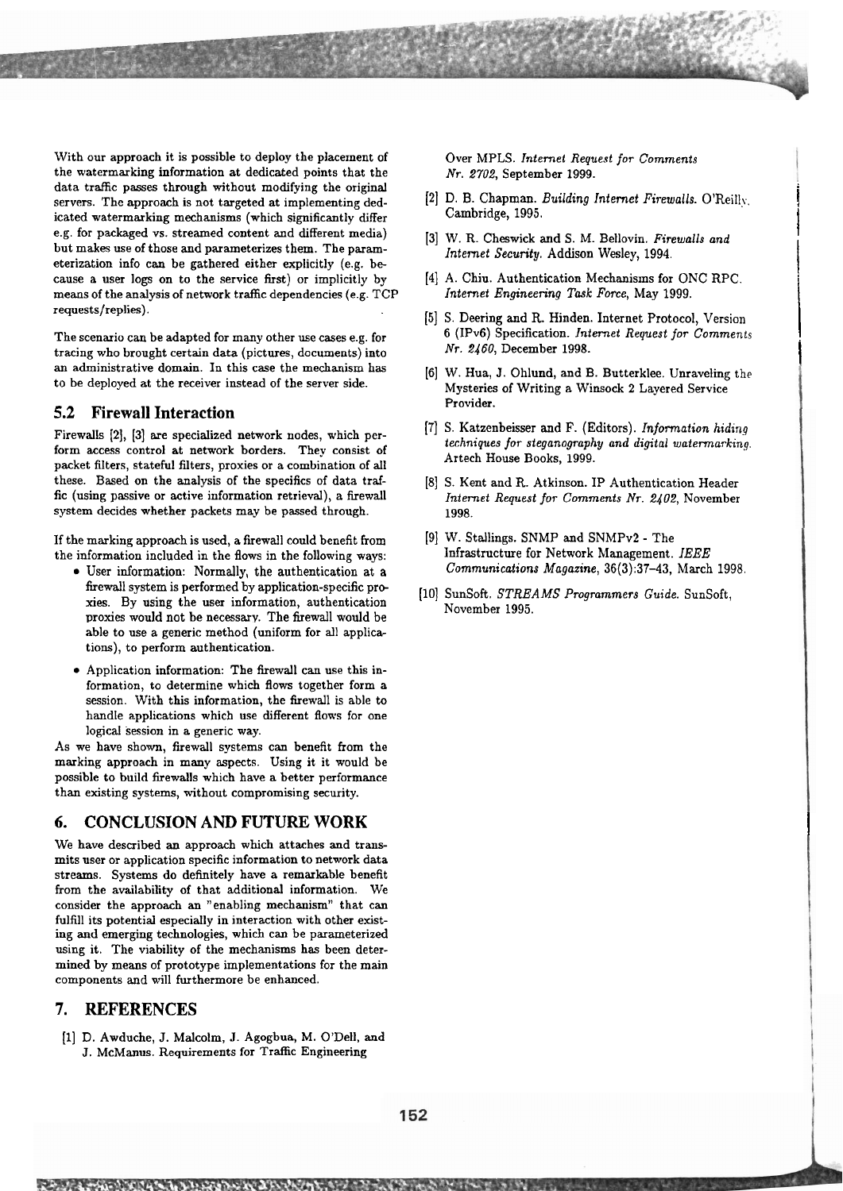With our approach it is possible to deploy the placement of the watermarking information at dedicated points that the data traffic passes through without modifying the original servers. The approach is not targeted at implementing dedicated watermarking mechanisms (which significantly differ e.g. for packaged vs. streamed content and different media) but makes use of those and parameterizes them. The parameterization info can be gathered either explicitly (e.g. because a user logs on to the service first) or implicitly by means of the analysis of network traffic dependencies (e.g. TCP requests/replies).

The scenario can be adapted for many other use cases e.g. for tracing who brought certain data (pictures, documents) into an administrative domain. In this case the mechanism has to be deployed at the receiver instead of the server side.

## 5.2 Firewall Interaction

Firewalls [2], [3] are specialized network nodes, which perform access control at network borders. They consist of packet filters, stateful filters, proxies or a combination of all these. Based on the analysis of the specifics of data traffic (using passive or active information retrieval), a firewall system decides whether packets may be passed through.

If the marking approach is used, a firewall could benefit from the information included in the flows in the following ways:

- User information: Normally, the authentication at a firewall system is performed by application-specific proxies. By using the user information, authentication proxies would not be necessary. The firewall would be able to use a generic method (uniform for all applications), to perform authentication.
- Application information: The firewall can use this information, to determine which flows together form a session. With this information, the firewall is able to handle applications which use different flows for one logical session in a generic way.

As we have shown, firewall systems can benefit from the marking approach in many aspects. Using it it would be possible to build firewalls which have a better performance than existing systems, without compromising security.

# 6. CONCLUSION AND FUTURE WORK

We have described an approach which attaches and transmits user or application specific information to network data streams. Systems do definitely have a remarkable benefit from the availability of that additional information. We consider the approach an "enabling mechanism" that can fulfill its potential especially in interaction with other existing and emerging technologies, which can be parameterized using it. The viability of the mechanisms has been determined by means of prototype implementations for the main components and will furthermore be enhanced.

# 7. REFERENCES

[1] D. Awduche, J. Malcolm, J. Agogbua, M. O'Dell, and J. McManus. Requirements for Traffic Engineering Over MPLS. *Internet Request for Comments Nr. 2702*, September 1999.

[2] D. B. Chapman. *Building Internet Firewalls*. O'Reilly, Cambridge, 1995.

[3] W. R. Cheswick and S. M. Bellovin. *Firewalls and Internet Security*. Addison Wesley, 1994.

[4] A. Chiu. Authentication Mechanisms for ONC RPC. *Internet Engineering Task Force*, May 1999.

[5] S. Deering and R. Hinden. Internet Protocol, Version 6 (IPv6) Specification. *Internet Request for Comments Nr. 2460*, December 1998.

[6] W. Hua, J. Ohlund, and B. Butterklee. Unraveling the Mysteries of Writing a Winsock 2 Layered Service Provider.

[7] S. Katzenbeisser and F. (Editors). *Information hiding techniques for steganography and digital watermarking*. Artech House Books, 1999.

[8] S. Kent and R. Atkinson. IP Authentication Header *Internet Request for Comments Nr. 2402*, November 1998.

[9] W. Stallings. SNMP and SNMPv2 - The Infrastructure for Network Management. *IEEE Communications Magazine*, 36(3):37–43, March 1998.

[10] SunSoft. *STREAMS Programmers Guide*. SunSoft, November 1995.